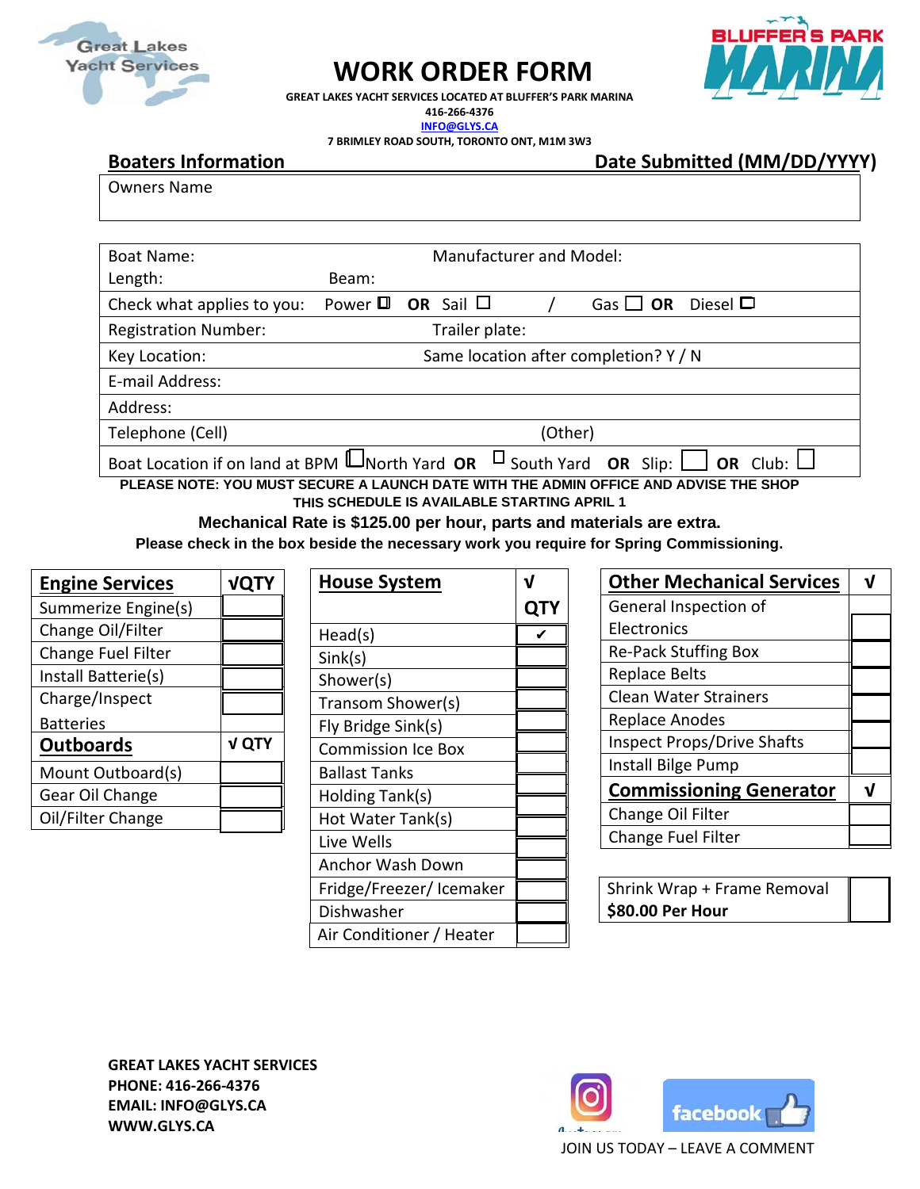# WORK ORDER FORM

**GREAT LAKES YACHT SERVICES LOCATED AT BLUFFER'S PARK MARINA**
**416-266-4376**
**INFO@GLYS.CA**
**7 BRIMLEY ROAD SOUTH, TORONTO ONT, M1M 3W3**

## Boaters Information — Date Submitted (MM/DD/YYYY)

Owners Name

| | |
|---|---|
| Boat Name: | Manufacturer and Model: |
| Length: Beam: | |
| Check what applies to you: Power ☐ **OR** Sail ☐ | / Gas ☐ **OR** Diesel ☐ |
| Registration Number: | Trailer plate: |
| Key Location: | Same location after completion? Y / N |
| E-mail Address: | |
| Address: | |
| Telephone (Cell) | (Other) |
| Boat Location if on land at BPM ☐ North Yard **OR** ☐ South Yard **OR** Slip: ☐ **OR** Club: ☐ | |

**PLEASE NOTE: YOU MUST SECURE A LAUNCH DATE WITH THE ADMIN OFFICE AND ADVISE THE SHOP**
**THIS SCHEDULE IS AVAILABLE STARTING APRIL 1**

**Mechanical Rate is $125.00 per hour, parts and materials are extra.**

**Please check in the box beside the necessary work you require for Spring Commissioning.**

| Engine Services | √QTY |
|---|---|
| Summerize Engine(s) | |
| Change Oil/Filter | |
| Change Fuel Filter | |
| Install Batterie(s) | |
| Charge/Inspect Batteries | |
| **Outboards** | **√ QTY** |
| Mount Outboard(s) | |
| Gear Oil Change | |
| Oil/Filter Change | |

| House System | √ QTY |
|---|---|
| Head(s) | ✔ |
| Sink(s) | |
| Shower(s) | |
| Transom Shower(s) | |
| Fly Bridge Sink(s) | |
| Commission Ice Box | |
| Ballast Tanks | |
| Holding Tank(s) | |
| Hot Water Tank(s) | |
| Live Wells | |
| Anchor Wash Down | |
| Fridge/Freezer/ Icemaker | |
| Dishwasher | |
| Air Conditioner / Heater | |

| Other Mechanical Services | √ |
|---|---|
| General Inspection of Electronics | |
| Re-Pack Stuffing Box | |
| Replace Belts | |
| Clean Water Strainers | |
| Replace Anodes | |
| Inspect Props/Drive Shafts | |
| Install Bilge Pump | |
| **Commissioning Generator** | **√** |
| Change Oil Filter | |
| Change Fuel Filter | |

| | |
|---|---|
| Shrink Wrap + Frame Removal **$80.00 Per Hour** | |

**GREAT LAKES YACHT SERVICES**
**PHONE: 416-266-4376**
**EMAIL: INFO@GLYS.CA**
**WWW.GLYS.CA**

JOIN US TODAY – LEAVE A COMMENT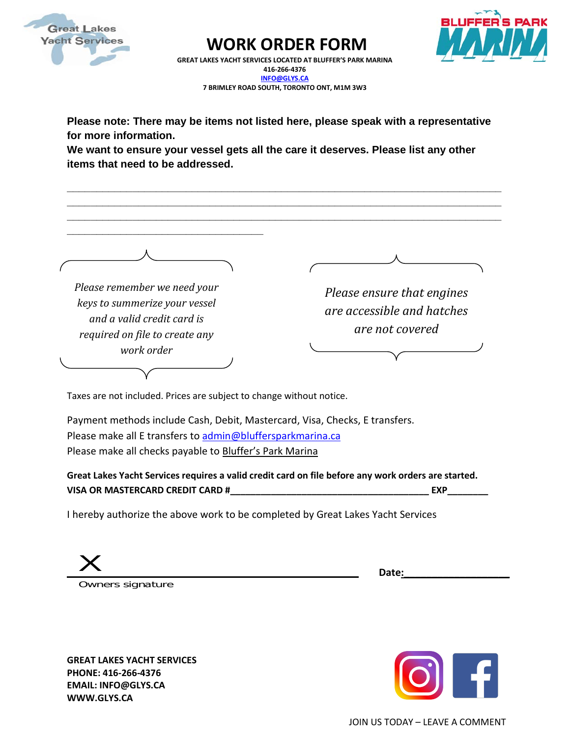# WORK ORDER FORM

**GREAT LAKES YACHT SERVICES LOCATED AT BLUFFER'S PARK MARINA**
**416-266-4376**
**INFO@GLYS.CA**
**7 BRIMLEY ROAD SOUTH, TORONTO ONT, M1M 3W3**

**Please note: There may be items not listed here, please speak with a representative for more information.**
**We want to ensure your vessel gets all the care it deserves. Please list any other items that need to be addressed.**

_______________________________________________________________________________
_______________________________________________________________________________
_______________________________________________________________________________
___________________________________

*Please remember we need your keys to summerize your vessel and a valid credit card is required on file to create any work order*

*Please ensure that engines are accessible and hatches are not covered*

Taxes are not included. Prices are subject to change without notice.

Payment methods include Cash, Debit, Mastercard, Visa, Checks, E transfers.
Please make all E transfers to admin@bluffersparkmarina.ca
Please make all checks payable to Bluffer's Park Marina

**Great Lakes Yacht Services requires a valid credit card on file before any work orders are started.**
**VISA OR MASTERCARD CREDIT CARD #______________________________________ EXP________**

I hereby authorize the above work to be completed by Great Lakes Yacht Services

X ______________________________________________ **Date:___________________**

Owners signature

**GREAT LAKES YACHT SERVICES**
**PHONE: 416-266-4376**
**EMAIL: INFO@GLYS.CA**
**WWW.GLYS.CA**

JOIN US TODAY – LEAVE A COMMENT